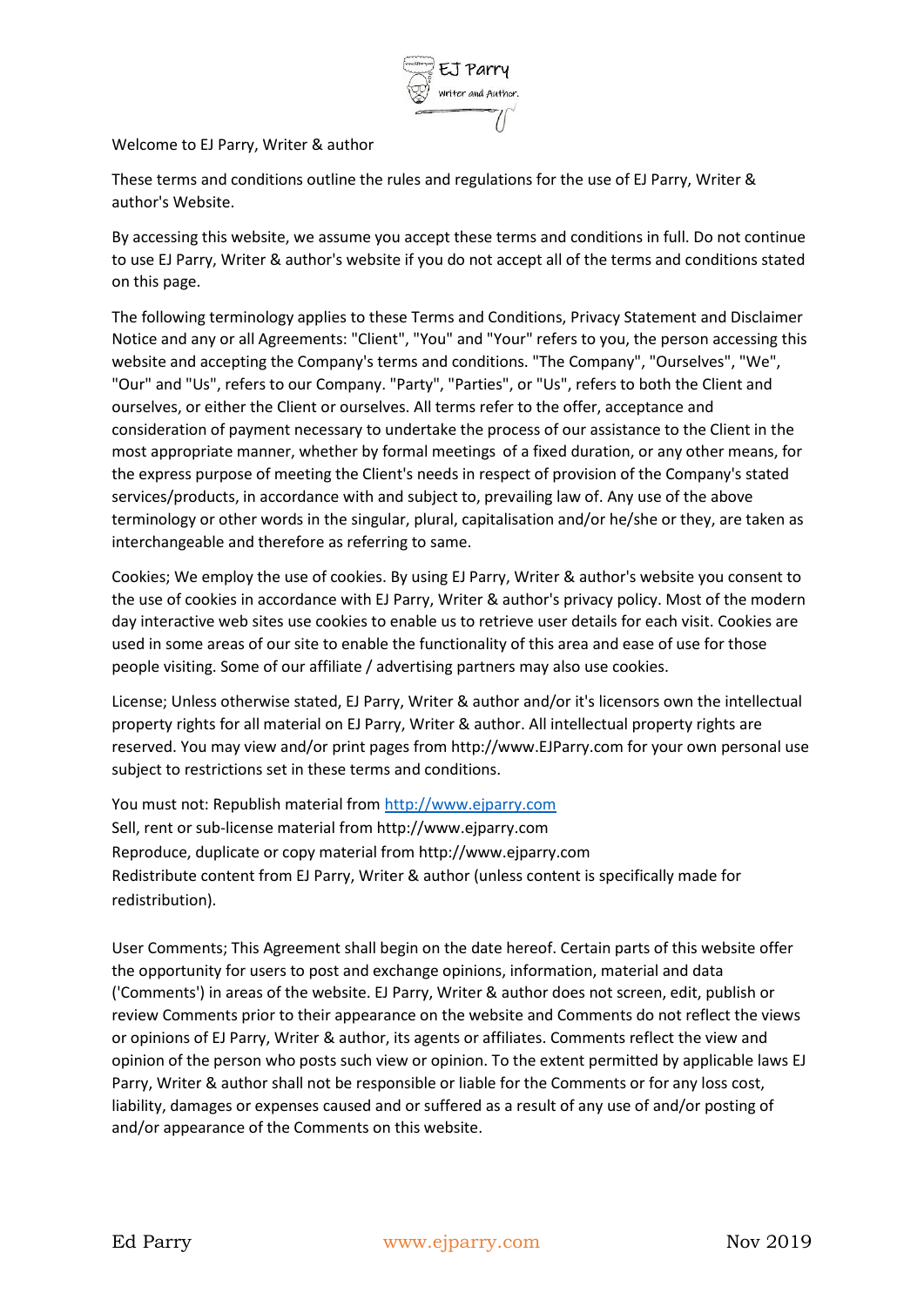Welcome to EJ Parry, Writer & author

These terms and conditions outline the rules and regulations for the use of EJ Parry, Writer & author's Website.

By accessing this website, we assume you accept these terms and conditions in full. Do not continue to use EJ Parry, Writer & author's website if you do not accept all of the terms and conditions stated on this page.

The following terminology applies to these Terms and Conditions, Privacy Statement and Disclaimer Notice and any or all Agreements: "Client", "You" and "Your" refers to you, the person accessing this website and accepting the Company's terms and conditions. "The Company", "Ourselves", "We", "Our" and "Us", refers to our Company. "Party", "Parties", or "Us", refers to both the Client and ourselves, or either the Client or ourselves. All terms refer to the offer, acceptance and consideration of payment necessary to undertake the process of our assistance to the Client in the most appropriate manner, whether by formal meetings of a fixed duration, or any other means, for the express purpose of meeting the Client's needs in respect of provision of the Company's stated services/products, in accordance with and subject to, prevailing law of. Any use of the above terminology or other words in the singular, plural, capitalisation and/or he/she or they, are taken as interchangeable and therefore as referring to same.

Cookies; We employ the use of cookies. By using EJ Parry, Writer & author's website you consent to the use of cookies in accordance with EJ Parry, Writer & author's privacy policy. Most of the modern day interactive web sites use cookies to enable us to retrieve user details for each visit. Cookies are used in some areas of our site to enable the functionality of this area and ease of use for those people visiting. Some of our affiliate / advertising partners may also use cookies.

License; Unless otherwise stated, EJ Parry, Writer & author and/or it's licensors own the intellectual property rights for all material on EJ Parry, Writer & author. All intellectual property rights are reserved. You may view and/or print pages from http://www.EJParry.com for your own personal use subject to restrictions set in these terms and conditions.

You must not: Republish material from http://www.ejparry.com
Sell, rent or sub-license material from http://www.ejparry.com
Reproduce, duplicate or copy material from http://www.ejparry.com
Redistribute content from EJ Parry, Writer & author (unless content is specifically made for redistribution).

User Comments; This Agreement shall begin on the date hereof. Certain parts of this website offer the opportunity for users to post and exchange opinions, information, material and data ('Comments') in areas of the website. EJ Parry, Writer & author does not screen, edit, publish or review Comments prior to their appearance on the website and Comments do not reflect the views or opinions of EJ Parry, Writer & author, its agents or affiliates. Comments reflect the view and opinion of the person who posts such view or opinion. To the extent permitted by applicable laws EJ Parry, Writer & author shall not be responsible or liable for the Comments or for any loss cost, liability, damages or expenses caused and or suffered as a result of any use of and/or posting of and/or appearance of the Comments on this website.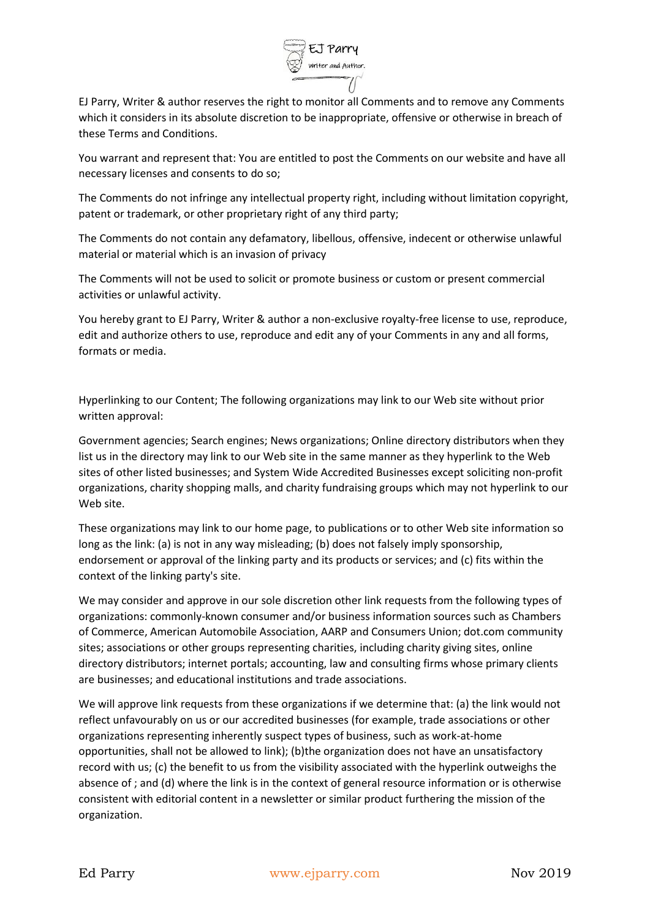EJ Parry, Writer & author reserves the right to monitor all Comments and to remove any Comments which it considers in its absolute discretion to be inappropriate, offensive or otherwise in breach of these Terms and Conditions.

You warrant and represent that: You are entitled to post the Comments on our website and have all necessary licenses and consents to do so;

The Comments do not infringe any intellectual property right, including without limitation copyright, patent or trademark, or other proprietary right of any third party;

The Comments do not contain any defamatory, libellous, offensive, indecent or otherwise unlawful material or material which is an invasion of privacy

The Comments will not be used to solicit or promote business or custom or present commercial activities or unlawful activity.

You hereby grant to EJ Parry, Writer & author a non-exclusive royalty-free license to use, reproduce, edit and authorize others to use, reproduce and edit any of your Comments in any and all forms, formats or media.

Hyperlinking to our Content; The following organizations may link to our Web site without prior written approval:

Government agencies; Search engines; News organizations; Online directory distributors when they list us in the directory may link to our Web site in the same manner as they hyperlink to the Web sites of other listed businesses; and System Wide Accredited Businesses except soliciting non-profit organizations, charity shopping malls, and charity fundraising groups which may not hyperlink to our Web site.

These organizations may link to our home page, to publications or to other Web site information so long as the link: (a) is not in any way misleading; (b) does not falsely imply sponsorship, endorsement or approval of the linking party and its products or services; and (c) fits within the context of the linking party's site.

We may consider and approve in our sole discretion other link requests from the following types of organizations: commonly-known consumer and/or business information sources such as Chambers of Commerce, American Automobile Association, AARP and Consumers Union; dot.com community sites; associations or other groups representing charities, including charity giving sites, online directory distributors; internet portals; accounting, law and consulting firms whose primary clients are businesses; and educational institutions and trade associations.

We will approve link requests from these organizations if we determine that: (a) the link would not reflect unfavourably on us or our accredited businesses (for example, trade associations or other organizations representing inherently suspect types of business, such as work-at-home opportunities, shall not be allowed to link); (b)the organization does not have an unsatisfactory record with us; (c) the benefit to us from the visibility associated with the hyperlink outweighs the absence of ; and (d) where the link is in the context of general resource information or is otherwise consistent with editorial content in a newsletter or similar product furthering the mission of the organization.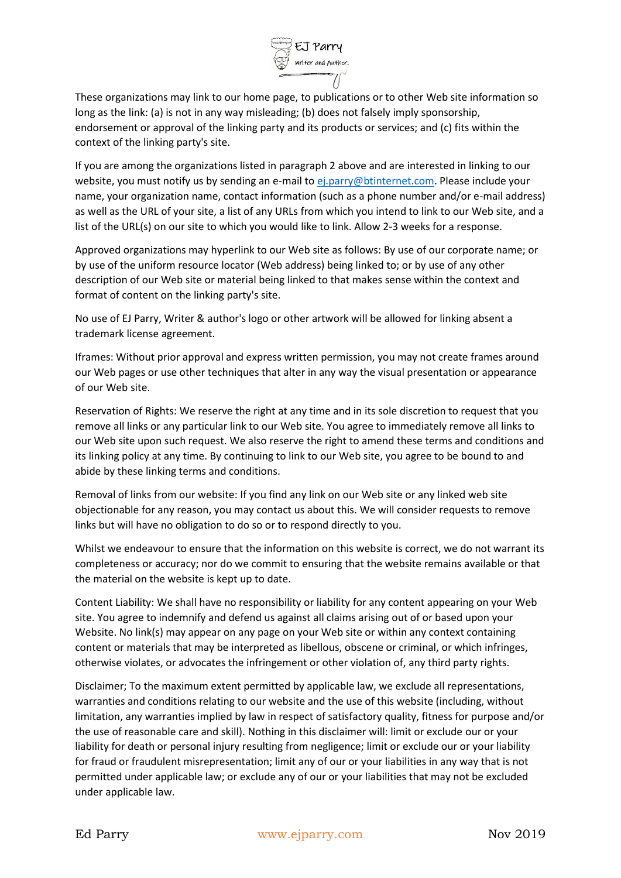These organizations may link to our home page, to publications or to other Web site information so long as the link: (a) is not in any way misleading; (b) does not falsely imply sponsorship, endorsement or approval of the linking party and its products or services; and (c) fits within the context of the linking party's site.

If you are among the organizations listed in paragraph 2 above and are interested in linking to our website, you must notify us by sending an e-mail to ej.parry@btinternet.com. Please include your name, your organization name, contact information (such as a phone number and/or e-mail address) as well as the URL of your site, a list of any URLs from which you intend to link to our Web site, and a list of the URL(s) on our site to which you would like to link. Allow 2-3 weeks for a response.

Approved organizations may hyperlink to our Web site as follows: By use of our corporate name; or by use of the uniform resource locator (Web address) being linked to; or by use of any other description of our Web site or material being linked to that makes sense within the context and format of content on the linking party's site.

No use of EJ Parry, Writer & author's logo or other artwork will be allowed for linking absent a trademark license agreement.

Iframes: Without prior approval and express written permission, you may not create frames around our Web pages or use other techniques that alter in any way the visual presentation or appearance of our Web site.

Reservation of Rights: We reserve the right at any time and in its sole discretion to request that you remove all links or any particular link to our Web site. You agree to immediately remove all links to our Web site upon such request. We also reserve the right to amend these terms and conditions and its linking policy at any time. By continuing to link to our Web site, you agree to be bound to and abide by these linking terms and conditions.

Removal of links from our website: If you find any link on our Web site or any linked web site objectionable for any reason, you may contact us about this. We will consider requests to remove links but will have no obligation to do so or to respond directly to you.

Whilst we endeavour to ensure that the information on this website is correct, we do not warrant its completeness or accuracy; nor do we commit to ensuring that the website remains available or that the material on the website is kept up to date.

Content Liability: We shall have no responsibility or liability for any content appearing on your Web site. You agree to indemnify and defend us against all claims arising out of or based upon your Website. No link(s) may appear on any page on your Web site or within any context containing content or materials that may be interpreted as libellous, obscene or criminal, or which infringes, otherwise violates, or advocates the infringement or other violation of, any third party rights.

Disclaimer; To the maximum extent permitted by applicable law, we exclude all representations, warranties and conditions relating to our website and the use of this website (including, without limitation, any warranties implied by law in respect of satisfactory quality, fitness for purpose and/or the use of reasonable care and skill). Nothing in this disclaimer will: limit or exclude our or your liability for death or personal injury resulting from negligence; limit or exclude our or your liability for fraud or fraudulent misrepresentation; limit any of our or your liabilities in any way that is not permitted under applicable law; or exclude any of our or your liabilities that may not be excluded under applicable law.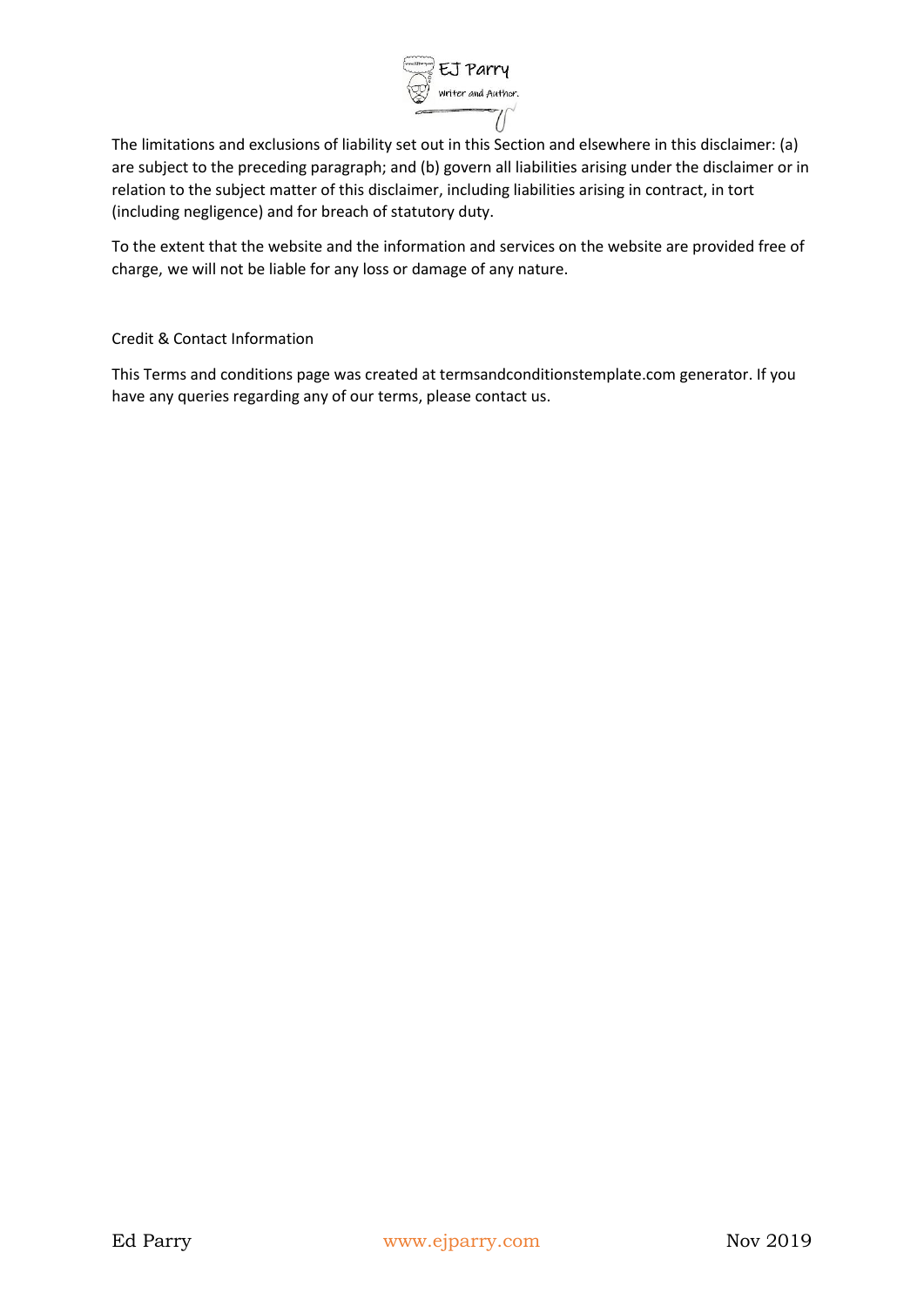The limitations and exclusions of liability set out in this Section and elsewhere in this disclaimer: (a) are subject to the preceding paragraph; and (b) govern all liabilities arising under the disclaimer or in relation to the subject matter of this disclaimer, including liabilities arising in contract, in tort (including negligence) and for breach of statutory duty.

To the extent that the website and the information and services on the website are provided free of charge, we will not be liable for any loss or damage of any nature.

Credit & Contact Information

This Terms and conditions page was created at termsandconditionstemplate.com generator. If you have any queries regarding any of our terms, please contact us.